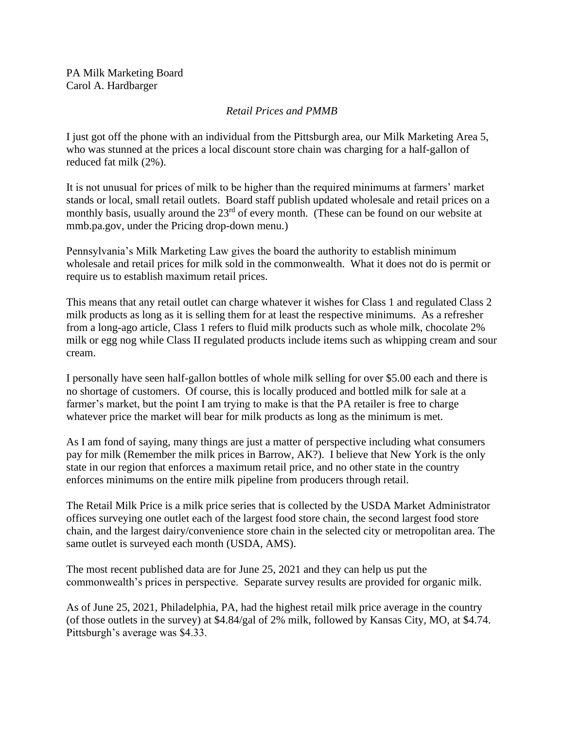PA Milk Marketing Board
Carol A. Hardbarger

*Retail Prices and PMMB*

I just got off the phone with an individual from the Pittsburgh area, our Milk Marketing Area 5, who was stunned at the prices a local discount store chain was charging for a half-gallon of reduced fat milk (2%).

It is not unusual for prices of milk to be higher than the required minimums at farmers' market stands or local, small retail outlets. Board staff publish updated wholesale and retail prices on a monthly basis, usually around the 23rd of every month. (These can be found on our website at mmb.pa.gov, under the Pricing drop-down menu.)

Pennsylvania's Milk Marketing Law gives the board the authority to establish minimum wholesale and retail prices for milk sold in the commonwealth. What it does not do is permit or require us to establish maximum retail prices.

This means that any retail outlet can charge whatever it wishes for Class 1 and regulated Class 2 milk products as long as it is selling them for at least the respective minimums. As a refresher from a long-ago article, Class 1 refers to fluid milk products such as whole milk, chocolate 2% milk or egg nog while Class II regulated products include items such as whipping cream and sour cream.

I personally have seen half-gallon bottles of whole milk selling for over $5.00 each and there is no shortage of customers. Of course, this is locally produced and bottled milk for sale at a farmer's market, but the point I am trying to make is that the PA retailer is free to charge whatever price the market will bear for milk products as long as the minimum is met.

As I am fond of saying, many things are just a matter of perspective including what consumers pay for milk (Remember the milk prices in Barrow, AK?). I believe that New York is the only state in our region that enforces a maximum retail price, and no other state in the country enforces minimums on the entire milk pipeline from producers through retail.

The Retail Milk Price is a milk price series that is collected by the USDA Market Administrator offices surveying one outlet each of the largest food store chain, the second largest food store chain, and the largest dairy/convenience store chain in the selected city or metropolitan area. The same outlet is surveyed each month (USDA, AMS).

The most recent published data are for June 25, 2021 and they can help us put the commonwealth's prices in perspective. Separate survey results are provided for organic milk.

As of June 25, 2021, Philadelphia, PA, had the highest retail milk price average in the country (of those outlets in the survey) at $4.84/gal of 2% milk, followed by Kansas City, MO, at $4.74. Pittsburgh's average was $4.33.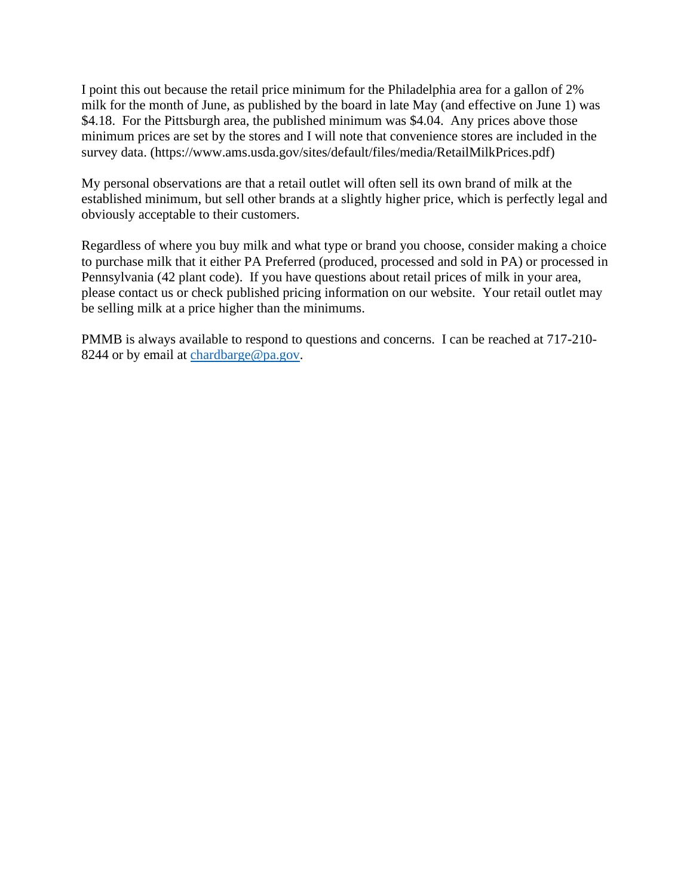I point this out because the retail price minimum for the Philadelphia area for a gallon of 2% milk for the month of June, as published by the board in late May (and effective on June 1) was $4.18. For the Pittsburgh area, the published minimum was $4.04. Any prices above those minimum prices are set by the stores and I will note that convenience stores are included in the survey data. (https://www.ams.usda.gov/sites/default/files/media/RetailMilkPrices.pdf)

My personal observations are that a retail outlet will often sell its own brand of milk at the established minimum, but sell other brands at a slightly higher price, which is perfectly legal and obviously acceptable to their customers.

Regardless of where you buy milk and what type or brand you choose, consider making a choice to purchase milk that it either PA Preferred (produced, processed and sold in PA) or processed in Pennsylvania (42 plant code). If you have questions about retail prices of milk in your area, please contact us or check published pricing information on our website. Your retail outlet may be selling milk at a price higher than the minimums.

PMMB is always available to respond to questions and concerns. I can be reached at 717-210-8244 or by email at [chardbarge@pa.gov](mailto:chardbarge@pa.gov).